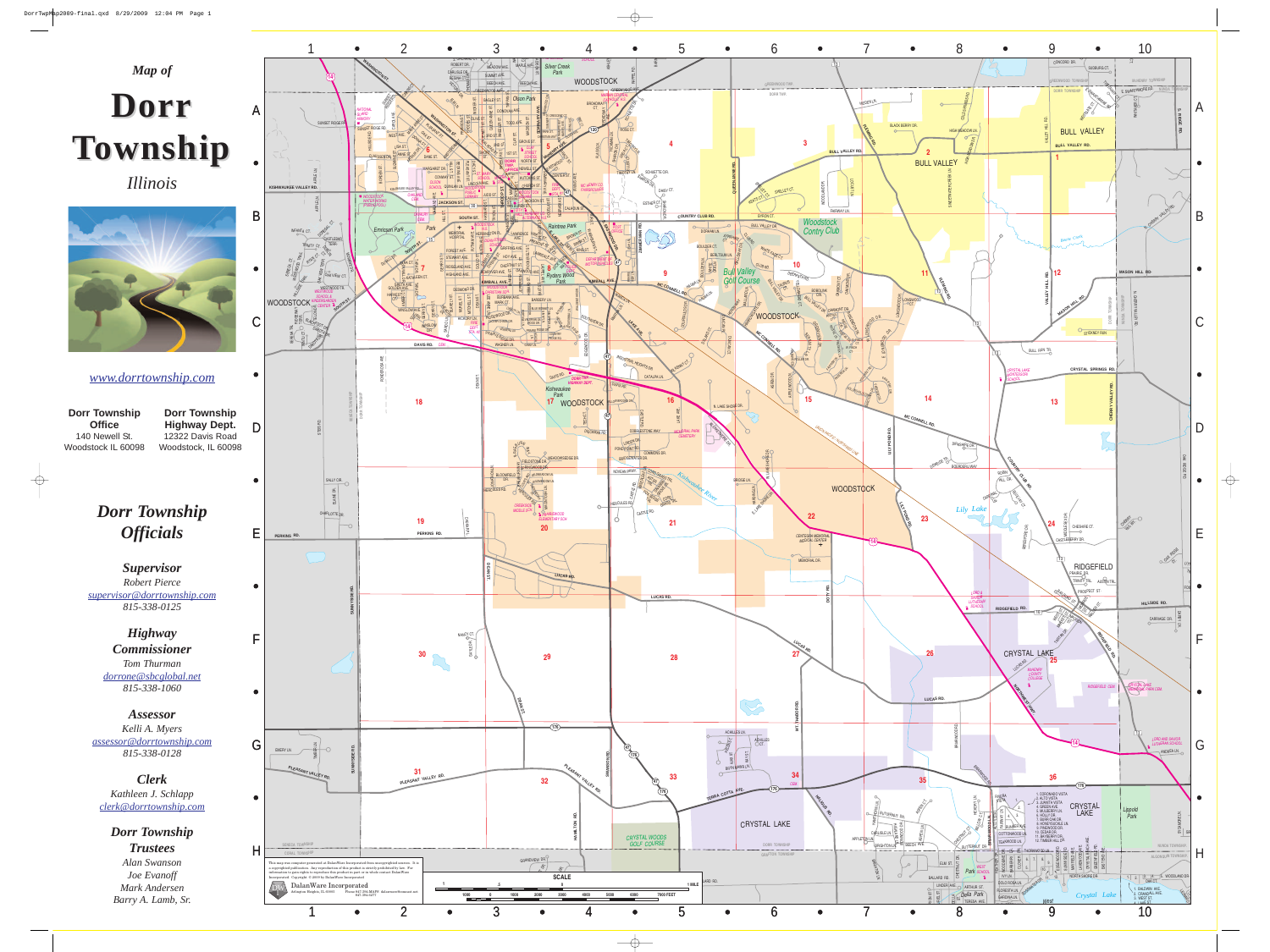# Map of Dorr Township

*Illinois*

[www.dorrtownship.com](http://www.dorrtownship.com)

**Dorr Township Office**
140 Newell St.
Woodstock IL 60098

**Dorr Township Highway Dept.**
12322 Davis Road
Woodstock, IL 60098

## Dorr Township Officials

### Supervisor
Robert Pierce
supervisor@dorrtownship.com
815-338-0125

### Highway Commissioner
Tom Thurman
dorrone@sbcglobal.net
815-338-1060

### Assessor
Kelli A. Myers
assessor@dorrtownship.com
815-338-0128

### Clerk
Kathleen J. Schlapp
clerk@dorrtownship.com

### Dorr Township Trustees
Alan Swanson
Joe Evanoff
Mark Andersen
Barry A. Lamb, Sr.

This map was computer generated at DalanWare Incorporated from non-copyrighted sources. It is a copyrighted publication. Any reproduction of this product is strictly prohibited by law. For information to gain rights to reproduce this product in print or electronic form, contact DalanWare Incorporated. Copyright © 2009 by DalanWare Incorporated.

DalanWare Incorporated
Arlington Heights, IL 60005
Phone 847-394-MAPS
dalanware@comcast.net
847-394-6277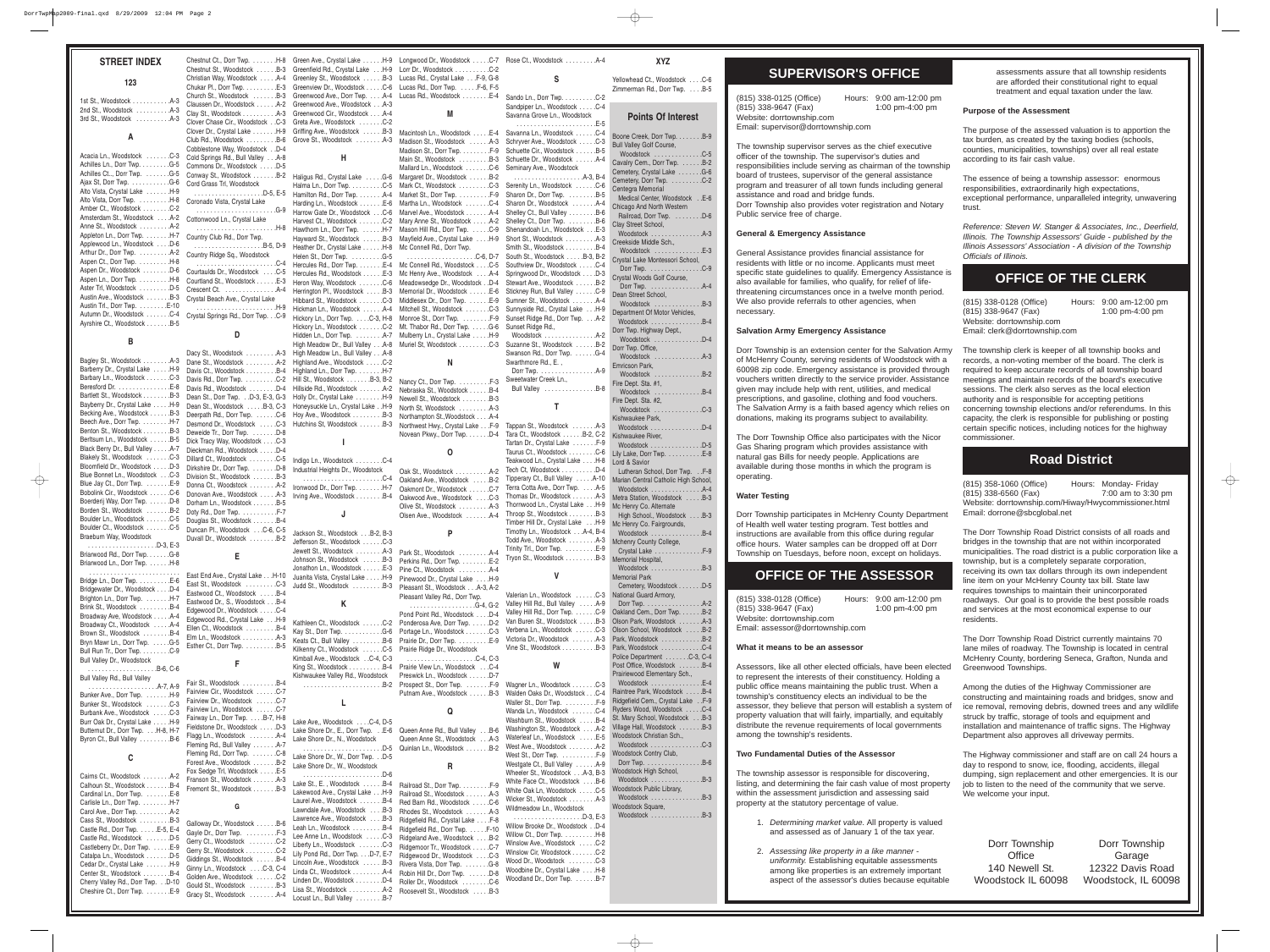# STREET INDEX

## 123

1st St., Woodstock . . . . . . . . . .A-3
2nd St., Woodstock . . . . . . . . .A-3
3rd St., Woodstock . . . . . . . . .A-3

## A

Acacia Ln., Woodstock . . . . . . .C-3
Achilles Ln., Dorr Twp. . . . . . .G-5
Achilles Ct.., Dorr Twp. . . . . . .G-5
Ajax St, Dorr Twp. . . . . . . . . . .G-6
Alto Vista, Crystal Lake . . . . . . .H-9
Alto Vista, Dorr Twp. . . . . . . . .H-8
Amber Ct., Woodstock . . . . . . .C-2
Amsterdam St., Woodstock . . . .A-2
Anne St., Woodstock . . . . . . . .A-2
Appleton Ln., Dorr Twp. . . . . . .H-7
Applewood Ln., Woodstock . . . .D-6
Arthur Dr., Dorr Twp. . . . . . . . .A-2
Aspen Ct., Dorr Twp. . . . . . . . .H-8
Aspen Dr., Woodstock . . . . . . .D-6
Aspen Ln., Dorr Twp. . . . . . . . .H-8
Aster Trl, Woodstock . . . . . . . .D-5
Austin Ave., Woodstock . . . . . .B-3
Austin Trl., Dorr Twp. . . . . . . .E-10
Autumn Dr., Woodstock . . . . . .C-4
Ayrshire Ct., Woodstock . . . . . .B-5

## B

Bagley St., Woodstock . . . . . . .A-3
Barberry Dr., Crystal Lake . . . .H-9
Barbary Ln., Woodstock . . . . . .C-3
Beresford Dr. . . . . . . . . . . . . .E-8
Bartlett St., Woodstock . . . . . . .B-3
Bayberry Dr., Crystal Lake . . . . .H-9
Becking Ave., Woodstock . . . . .B-3
Beech Ave., Dorr Twp. . . . . . . .H-7
Benton St., Woodstock . . . . . . .B-3
Bertsum Ln., Woodstock . . . . . .B-5
Black Berry Dr., Bull Valley . . . .A-7
Blakely St., Woodstock . . . . . . .C-3
Bloomfield Dr., Woodstock . . . .D-3
Blue Bonnet Ln., Woodstock . . .C-3
Blue Jay Ct., Dorr Twp. . . . . . . .E-8
Bobolink Cir., Woodstock . . . . .C-6
Boerderij Way, Dorr Twp. . . . . .D-8
Borden St., Woodstock . . . . . . .B-2
Boulder Ln., Woodstock . . . . . .C-5
Boulder Ct., Woodstock . . . . . .C-5
Braeburn Way, Woodstock
. . . . . . . . . . . . . . . . . . .D-3, E-3
Briarwood Rd., Dorr Twp. . . . . .G-8
Briarwood Ln., Dorr Twp. . . . . .H-8
. . . . . . . . . . . . . . . . . . . . . .
Bridge Ln., Dorr Twp. . . . . . . . .E-6
Bridgewater Dr., Woodstock . . .D-4
Brighton Ln., Dorr Twp. . . . . . .H-7
Brink St., Woodstock . . . . . . . .B-4
Broadway Ave, Woodstock . . . .A-4
Broadway Ct., Woodstock . . . . .A-4
Brown St., Woodstock . . . . . . .B-4
Bryn Mawr Ln., Dorr Twp. . . . . .G-5
Bull Run Tr., Dorr Twp. . . . . . . .C-9
Bull Valley Dr., Woodstock
. . . . . . . . . . . . . . . . . . .B-6, C-6
Bull Valley Rd., Bull Valley
. . . . . . . . . . . . . . . . . . .A-7, A-9
Bunker Ave., Dorr Twp. . . . . . .H-9
Bunker St., Woodstock . . . . . . .C-3
Burbank Ave., Woodstock . . . . .C-3
Burr Oak Dr., Crystal Lake . . . .H-9
Butternut Dr., Dorr Twp. . . .H-8, H-7
Byron Ct., Bull Valley . . . . . . . .B-6

## C

Cairns Ct., Woodstock . . . . . . .A-2
Calhoun St., Woodstock . . . . . .B-4
Cardinal Ln., Dorr Twp. . . . . . .E-8
Carlisle Ln., Dorr Twp. . . . . . . .H-7
Carol Ave., Dorr Twp. . . . . . . . .A-2
Cass St., Woodstock . . . . . . . .B-3
Castle Rd., Dorr Twp. . . . .E-5, E-4
Castle Rd., Woodstock . . . . . . .D-5
Castleberry Dr., Dorr Twp. . . . .E-9
Catalpa Ln., Woodstock . . . . . .D-5
Cedar Dr., Crystal Lake . . . . . .H-9
Center St., Woodstock . . . . . . .B-4
Cherry Valley Rd., Dorr Twp. . .D-10
Cheshire Ct., Dorr Twp. . . . . . .E-9
Chestnut Ct., Dorr Twp. . . . . . .H-8
Chestnut St., Woodstock . . . . . .B-3
Christian Way, Woodstock . . . . .A-4
Chukar Pl., Dorr Twp. . . . . . . . .E-3
Church St., Woodstock . . . . . . .B-3
Claussen Dr., Woodstock . . . . .A-2
Clay St., Woodstock . . . . . . . . .A-3
Clover Chase Cir., Woodstock . .C-3
Clover Dr., Crystal Lake . . . . . .H-9
Club Rd., Woodstock . . . . . . . .B-6
Cobblestone Way, Woodstock . .D-4
Cold Springs Rd., Bull Valley . . .A-8
Commons Dr., Woodstock . . . . .D-5
Conway St., Woodstock . . . . . .B-2
Cord Grass Trl, Woodstock
. . . . . . . . . . . . . . . . . . .D-5, E-5
Coronado Vista, Crystal Lake
. . . . . . . . . . . . . . . . . . . . .G-9
Cottonwood Ln., Crystal Lake
. . . . . . . . . . . . . . . . . . . . .H-8
Country Club Rd., Dorr Twp.
. . . . . . . . . . . . . . . . . . .B-5, D-9
Country Ridge Sq., Woodstock
. . . . . . . . . . . . . . . . . . . . .C-4
Courtaulds Dr., Woodstock . . . .C-5
Courtland St., Woodstock . . . . .E-3
Crescent Ct. . . . . . . . . . . . . . .A-4
Crystal Beach Ave., Crystal Lake
. . . . . . . . . . . . . . . . . . . . .H-9
Crystal Springs Rd., Dorr Twp. . .C-9

## D

Dacy St., Woodstock . . . . . . . .A-3
Dane St., Woodstock . . . . . . . .A-2
Davis Ct., Woodstock . . . . . . . .B-4
Davis Rd., Dorr Twp. . . . . . . . .C-2
Davis Rd., Woodstock . . . . . . .A-2
Dean St., Dorr Twp. . .D-3, E-3, G-3
Dean St., Woodstock . . . . .B-3, C-3
Deerpath Rd., Dorr Twp. . . . . . .C-6
Desmond Dr., Woodstock . . . . .C-3
Deweide Tr., Dorr Twp. . . . . . . .D-8
Dick Tracy Way, Woodstock . . . .C-3
Dieckman Rd., Woodstock . . . . .D-4
Dillard Ct., Woodstock . . . . . . .C-5
Dirkshire Dr., Dorr Twp. . . . . . .D-8
Division St., Woodstock . . . . . .B-3
Donna Ct., Woodstock . . . . . . .A-2
Donovan Ave., Woodstock . . . . .A-3
Dorham Ln., Woodstock . . . . . .B-5
Doty Rd., Dorr Twp. . . . . . . . . .F-7
Douglas St., Woodstock . . . . . .B-4
Duncan Pl., Woodstock . . . .C-6, C-5
Duvall Dr., Woodstock . . . . . . .B-2

## E

East End Ave., Crystal Lake . . .H-10
East St., Woodstock . . . . . . . . .C-3
Eastwood Ct., Woodstock . . . . .B-4
Eastwood Dr., S., Woodstock . . .B-4
Edgewood Dr., Woodstock . . . . .C-4
Edgewood Rd., Crystal Lake . . .H-9
Ellen Ct., Woodstock . . . . . . . .B-4
Elm Ln., Woodstock . . . . . . . . .A-3
Esther Ct., Dorr Twp. . . . . . . . .B-5

## F

Fair St., Woodstock . . . . . . . . .B-4
Fairview Cir., Woodstock . . . . . .C-7
Fairview Dr., Woodstock . . . . . .C-7
Fairview Ln., Woodstock . . . . . .C-7
Fairway Ln., Dorr Twp. . . . .B-7, H-8
Fieldstone Dr., Woodstock . . . . .D-3
Flagg Ln., Woodstock . . . . . . . .A-4
Fleming Rd., Bull Valley . . . . . .A-7
Fleming Rd., Dorr Twp. . . . . . .C-8
Forest Ave., Woodstock . . . . . .B-2
Fox Sedge Trl, Woodstock . . . . .E-5
Franson St., Woodstock . . . . . .A-3
Fremont St., Woodstock . . . . . .B-3

## G

Galloway Dr., Woodstock . . . . .B-6
Gayle Dr., Dorr Twp. . . . . . . . .F-3
Gerry Ct., Woodstock . . . . . . . .C-2
Gerry St., Woodstock . . . . . . . .C-2
Giddings St., Woodstock . . . . . .B-4
Ginny Ln., Woodstock . . . . .C-3, C-4
Golden Ave., Woodstock . . . . . .C-2
Gould St., Woodstock . . . . . . . .B-3
Gracy St., Woodstock . . . . . . . .A-4
Green Ave., Crystal Lake . . . . . .H-9
Greenfield Rd., Crystal Lake . . .H-9
Greenley St., Woodstock . . . . . .B-3
Greenview Dr., Woodstock . . . . .C-6
Greenwood Ave., Dorr Twp. . . . .A-4
Greenwood Ave., Woodstock . . .A-3
Greenwood Cir., Woodstock . . . .A-4
Greta Ave., Woodstock . . . . . . .C-2
Griffing Ave., Woodstock . . . . .B-3
Grove St., Woodstock . . . . . . . .A-3

## H

Haligus Rd., Crystal Lake . . . . .G-6
Halma Ln., Dorr Twp. . . . . . . . .C-5
Hamilton Rd., Dorr Twp. . . . . . .A-4
Harding Ln., Woodstock . . . . . .E-6
Harrow Gate Dr., Woodstock . . .C-6
Harvest Ct., Woodstock . . . . . .C-2
Hawthorn Ln., Dorr Twp. . . . . .H-7
Hayward St., Woodstock . . . . . .B-3
Heather Dr., Crystal Lake . . . . .H-8
Helen St., Dorr Twp. . . . . . . . .G-5
Hercules Rd., Dorr Twp. . . . . . .E-4
Hercules Rd., Woodstock . . . . .E-3
Heron Way, Woodstock . . . . . . .C-6
Herrington Pl., Woodstock . . . . .B-3
Hibbard St., Woodstock . . . . . .C-3
Hickman Ln., Woodstock . . . . . .A-4
Hickory Ln., Dorr Twp. . . . .C-3, H-8
Hickory Ln., Woodstock . . . . . .C-2
Hidden Ln., Dorr Twp. . . . . . . .A-7
High Meadow Dr., Bull Valley . . .A-8
High Meadow Ln., Bull Valley . . .A-8
Highland Ave., Woodstock . . . . .C-2
Highland Ln., Dorr Twp. . . . . . .H-7
Hill St., Woodstock . . . . . . .B-3, B-2
Hillside Rd., Woodstock . . . . . .A-2
Holly Dr., Crystal Lake . . . . . . .H-9
Honeysuckle Ln., Crystal Lake . .H-9
Hoy Ave., Woodstock . . . . . . . .B-3
Hutchins St, Woodstock . . . . . .B-3

## I

Indigo Ln., Woodstock . . . . . . .C-4
Industrial Heights Dr., Woodstock
. . . . . . . . . . . . . . . . . . . . .C-4
Ironwood Dr., Dorr Twp. . . . . . .H-7
Irving Ave., Woodstock . . . . . . .B-4

## J

Jackson St., Woodstock . . .B-2, B-3
Jefferson St., Woodstock . . . . .C-3
Jewett St., Woodstock . . . . . . .A-3
Johnson St., Woodstock . . . . . .B-3
Jonathon Ln., Woodstock . . . . .E-3
Juanita Vista, Crystal Lake . . . .H-9
Judd St., Woodstock . . . . . . . .B-3

## K

Kathleen Ct., Woodstock . . . . .C-2
Kay St., Dorr Twp. . . . . . . . . . .G-6
Keats Ct., Bull Valley . . . . . . . .B-6
Kilkenny Ct., Woodstock . . . . . .C-5
Kimball Ave., Woodstock . .C-4, C-3
King St., Woodstock . . . . . . . . .B-4
Kishwaukee Valley Rd., Woodstock
. . . . . . . . . . . . . . . . . . . . .B-2

## L

Lake Ave., Woodstock . . . .C-4, D-5
Lake Shore Dr., E., Dorr Twp. . .E-6
Lake Shore Dr., N., Woodstock
. . . . . . . . . . . . . . . . . . . . .D-5
Lake Shore Dr., W., Dorr Twp. . .D-5
Lake Shore Dr., W., Woodstock
. . . . . . . . . . . . . . . . . . . . .D-6
Lake St., E. , Woodstock . . . . .B-4
Lakewood Ave., Crystal Lake . . .H-9
Laurel Ave., Woodstock . . . . . .B-4
Lawndale Ave., Woodstock . . . .B-3
Lawrence Ave., Woodstock . . . .B-3
Leah Ln., Woodstock . . . . . . . .B-4
Lee Anne Ln., Woodstock . . . . .C-3
Liberty Ln., Woodstock . . . . . . .C-3
Lily Pond Rd., Dorr Twp. . .D-7, E-7
Lincoln Ave., Woodstock . . . . . .B-3
Linda Ct., Woodstock . . . . . . . .A-4
Linden Dr., Woodstock . . . . . . .D-4
Lisa St., Woodstock . . . . . . . . .A-2
Locust Ln., Bull Valley . . . . . . .B-7
Longwood Dr., Woodstock . . . . .C-7
Lorr Dr., Woodstock . . . . . . . . .C-2
Lucas Rd., Crystal Lake . . .F-9, G-8
Lucas Rd., Dorr Twp. . . . . .F-6, F-5
Lucas Rd., Woodstock . . . . . . .E-4

## M

Macintosh Ln., Woodstock . . . . .E-4
Madison St., Woodstock . . . . . .A-3
Madison St., Dorr Twp. . . . . . . .F-9
Main St., Woodstock . . . . . . . .B-3
Mallard Ln., Woodstock . . . . . .C-6
Margaret Dr., Woodstock . . . . . .B-2
Mark Ct., Woodstock . . . . . . . .C-3
Market St., Dorr Twp. . . . . . . . .F-9
Martha Ln., Woodstock . . . . . . .C-4
Marvel Ave. Woodstock . . . . . .A-4
Mary Anne St., Woodstock . . . .A-2
Mason Hill Rd., Dorr Twp. . . . . .C-9
Mayfield Ave., Crystal Lake . . . .H-9
Mc Connell Rd., Dorr Twp.
. . . . . . . . . . . . . . . . . . .C-6, D-7
Mc Connell Rd., Woodstock . . . .C-5
Mc Henry Ave., Woodstock . . . .A-4
Meadowsedge Dr., Woodstock . .D-4
Memorial Dr., Woodstock . . . . . .E-6
Middlesex Dr., Dorr Twp. . . . . .E-9
Mitchell St., Woodstock . . . . . .C-3
Monroe St., Dorr Twp. . . . . . . .F-9
Mt. Thabor Rd., Dorr Twp. . . . .G-6
Mulberry Ln., Crystal Lake . . . .H-9
Muriel St, Woodstock . . . . . . . .C-3

## N

Nancy Ct., Dorr Twp. . . . . . . . .F-3
Nebraska St., Woodstock . . . . .B-4
Newell St., Woodstock . . . . . . .B-3
North St, Woodstock . . . . . . . .A-3
Northampton St.,Woodstock . . . .A-4
Northwest Hwy., Crystal Lake . . .F-9
Novean Pkwy., Dorr Twp. . . . . .D-4

## O

Oak St., Woodstock . . . . . . . . .A-2
Oakland Ave., Woodstock . . . . .B-2
Oakmont Dr., Woodstock . . . . .C-7
Oakwood Ave., Woodstock . . . .C-3
Olive St., Woodstock . . . . . . . .A-3
Olsen Ave., Woodstock . . . . . .A-4

## P

Park St., Woodstock . . . . . . . .A-4
Perkins Rd., Dorr Twp. . . . . . . .E-2
Pine Ct., Woodstock . . . . . . . .A-4
Pinewood Dr., Crystal Lake . . . .H-9
Pleasant St., Woodstock . . .A-3, A-2
Pleasant Valley Rd., Dorr Twp.
. . . . . . . . . . . . . . . . . . .G-4, G-2
Pond Point Rd., Woodstock . . . .D-4
Ponderosa Ave, Dorr Twp. . . . .D-2
Portage Ln., Woodstock . . . . . .C-3
Prairie Dr., Dorr Twp. . . . . . . . .E-9
Prairie Ridge Dr., Woodstock
. . . . . . . . . . . . . . . . . . .C-4, C-3
Prairie View Ln., Woodstock . . .C-4
Preswick Ln., Woodstock . . . . .D-7
Prospect St., Dorr Twp. . . . . . . .F-9
Putnam Ave., Woodstock . . . . .B-3

## Q

Queen Anne Rd., Bull Valley . . .B-6
Queen Anne St., Woodstock . . .A-3
Quinlan Ln., Woodstock . . . . . .B-2

## R

Railroad St., Dorr Twp. . . . . . . .F-9
Railroad St., Woodstock . . . . . .A-3
Red Barn Rd., Woodstock . . . . .C-6
Rhodes St., Woodstock . . . . . .A-3
Ridgefield Rd., Crystal Lake . . .F-8
Ridgefield Rd., Dorr Twp. . . . .F-10
Ridgeland Ave., Woodstock . . . .B-2
Ridgemoor Tr., Woodstock . . . . .C-7
Ridgewood Dr., Woodstock . . . .C-3
Rivers Vista, Dorr Twp. . . . . . .G-8
Robin Hill Dr., Dorr Twp. . . . . .D-8
Roller Dr., Woodstock . . . . . . .C-6
Roosevelt St., Woodstock . . . . .B-3
Rose Ct., Woodstock . . . . . . . .A-4

## S

Sando Ln., Dorr Twp. . . . . . . . .C-2
Sandpiper Ln., Woodstock . . . . .C-4
Savanna Grove Ln., Woodstock
. . . . . . . . . . . . . . . . . . . . .E-5
Savanna Ln., Woodstock . . . . . .C-4
Schryver Ave., Woodstock . . . . .C-3
Schuette Cir., Woodstock . . . . .B-5
Schuette Dr., Woodstock . . . . . .A-4
Seminary Ave., Woodstock
. . . . . . . . . . . . . . . . . . .A-3, B-4
Serenity Ln., Woodstock . . . . . .C-6
Sharon Dr., Dorr Twp. . . . . . . .B-5
Sharon Dr., Woodstock . . . . . . .A-4
Shelley Ct., Bull Valley . . . . . . .B-6
Shelley Ct., Dorr Twp. . . . . . . .B-6
Shenandoah Ln., Woodstock . . .E-3
Short St., Woodstock . . . . . . . .A-3
Smith St., Woodstock . . . . . . . .B-4
South St., Woodstock . . . . .B-3, B-2
Southview Dr., Woodstock . . . . .C-4
Springwood Dr., Woodstock . . . .D-3
Stewart Ave., Woodstock . . . . .B-2
Stickney Run, Bull Valley . . . . .C-9
Sumner St., Woodstock . . . . . .A-4
Sunnyside Rd., Crystal Lake . . .H-9
Sunset Ridge Rd., Dorr Twp. . . .A-2
Sunset Ridge Rd.,
Woodstock . . . . . . . . . . . . . .A-2
Suzanne St., Woodstock . . . . . .B-2
Swanson Rd., Dorr Twp. . . . . . .G-4
Swarthmore Rd., E. ,
Dorr Twp. . . . . . . . . . . . . . . .A-9
Sweetwater Creek Ln.,
Bull Valley . . . . . . . . . . . . . .B-8

## T

Tappan St., Woodstock . . . . . . .A-3
Tara Ct., Woodstock . . . . .B-2, C-2
Tartan Dr., Crystal Lake . . . . . .F-9
Taurus Ct., Woodstock . . . . . . .C-6
Teakwood Ln., Crystal Lake . . . .H-8
Tech Ct., Woodstock . . . . . . . .D-4
Tipperary Ct., Bull Valley . . . .A-10
Terra Cotta Ave., Dorr Twp. . . . .A-5
Thomas Dr., Woodstock . . . . . .A-3
Thornwood Ln., Crystal Lake . . .H-9
Throop St., Woodstock . . . . . . .B-3
Timber Hill Dr., Crystal Lake . . .H-9
Timothy Ln., Woodstock . . .A-4, B-4
Todd Ave., Woodstock . . . . . . .A-3
Trinity Trl., Dorr Twp. . . . . . . .E-9
Tryon St., Woodstock . . . . . . . .B-3

## V

Valerian Ln., Woodstock . . . . . .C-3
Valley Hill Rd., Bull Valley . . . .A-9
Valley Hill Rd., Dorr Twp. . . . . .C-9
Van Buren St., Woodstock . . . . .B-3
Verbena Ln., Woodstock . . . . . .C-3
Victoria Dr., Woodstock . . . . . .B-3
Vine St., Woodstock . . . . . . . .B-3

## W

Wagner Ln., Woodstock . . . . . .C-3
Walden Oaks Dr., Woodstock . . .C-4
Waller St., Dorr Twp. . . . . . . . .F-9
Wanda Ln., Woodstock . . . . . .C-4
Washburn St., Woodstock . . . . .B-4
Washington St., Woodstock . . . .A-2
Waterleaf Ln., Woodstock . . . . .E-5
West Ave., Woodstock . . . . . . .A-2
West St., Dorr Twp. . . . . . . . . .F-9
Westgate Ct., Bull Valley . . . . .A-9
Wheeler St., Woodstock . . .A-3, B-3
White Face Ct., Woodstock . . . .B-6
White Oak Ln, Woodstock . . . . .C-5
Wicker St., Woodstock . . . . . . .A-3
Wildmeadow Ln., Woodstock
. . . . . . . . . . . . . . . . . . .D-3, E-3
Willow Brooke Dr., Woodstock . .D-4
Willow Ct., Dorr Twp. . . . . . . . .H-8
Winslow Ave., Woodstock . . . . .C-2
Winslow Cir, Woodstock . . . . . .C-2
Wood Dr., Woodstock . . . . . . . .C-3
Woodbine Dr., Crystal Lake . . . .H-8
Woodland Dr., Dorr Twp. . . . . .B-7

## XYZ

Yellowhead Ct., Woodstock . . . .C-6
Zimmerman Rd., Dorr Twp. . . . .B-5

## Points Of Interest

Boone Creek, Dorr Twp. . . . . . .B-9
Bull Valley Golf Course,
Woodstock . . . . . . . . . . . . .C-5
Cavalry Cem., Dorr Twp. . . . . .B-2
Cemetery, Crystal Lake . . . . . .G-6
Cemetery, Dorr Twp. . . . . . . . .C-2
Centegra Memorial
Medical Center, Woodstock . .E-6
Chicago And North Western
Railroad, Dorr Twp. . . . . . . .D-6
Clay Street School,
Woodstock . . . . . . . . . . . . .A-3
Creekside Middle Sch.,
Woodstock . . . . . . . . . . . . .E-3
Crystal Lake Montessori School,
Dorr Twp. . . . . . . . . . . . . . .C-9
Crystal Woods Golf Course,
Dorr Twp. . . . . . . . . . . . . . .A-4
Dean Street School,
Woodstock . . . . . . . . . . . . .B-3
Department Of Motor Vehicles,
Woodstock . . . . . . . . . . . . .B-4
Dorr Twp. Highway Dept.,
Woodstock . . . . . . . . . . . . .D-4
Dorr Twp. Office,
Woodstock . . . . . . . . . . . . .A-3
Emricson Park,
Woodstock . . . . . . . . . . . . .B-2
Fire Dept. Sta. #1,
Woodstock . . . . . . . . . . . . .B-4
Fire Dept. Sta. #2,
Woodstock . . . . . . . . . . . . .C-3
Kishwaukee Park,
Woodstock . . . . . . . . . . . . .D-4
Kishwaukee River,
Woodstock . . . . . . . . . . . . .D-5
Lily Lake, Dorr Twp. . . . . . . . . .E-8
Lord & Savior
Lutheran School, Dorr Twp. . .F-8
Marian Central Catholic High School,
Woodstock . . . . . . . . . . . . .A-4
Metra Station, Woodstock . . . . .B-3
Mc Henry Co. Alternate
High School,, Woodstock . . . .B-3
Mc Henry Co. Fairgrounds,
Woodstock . . . . . . . . . . . . .B-4
Mchenry County College,
Crystal Lake . . . . . . . . . . . .F-9
Memorial Hospital,
Woodstock . . . . . . . . . . . . .B-3
Memorial Park
Cemetery, Woodstock . . . . . .D-5
National Guard Armory,
Dorr Twp. . . . . . . . . . . . . . .A-2
Oakland Cem., Dorr Twp. . . . . .A-2
Olson Park, Woodstock . . . . . .A-3
Olson School, Woodstock . . . . .B-2
Park, Woodstock . . . . . . . . . . .B-2
Park, Woodstock . . . . . . . . . . .C-4
Police Department . . . . . . .C-3, C-4
Post Office, Woodstock . . . . . .B-4
Prairiewood Elementary Sch.,
Woodstock . . . . . . . . . . . . .E-4
Raintree Park, Woodstock . . . . .B-4
Ridgefield Cem., Crystal Lake . .F-9
Ryders Wood, Woodstock . . . . .C-4
St. Mary School, Woodstock . . .B-3
Village Hall, Woodstock . . . . . .B-3
Westwood Christian Sch.,
Woodstock . . . . . . . . . . . . .C-3
Woodstock Contry Club,
Dorr Twp. . . . . . . . . . . . . . .B-6
Woodstock High School,
Woodstock . . . . . . . . . . . . .B-3
Woodstock Public Library,
Woodstock . . . . . . . . . . . . .B-3
Woodstock Square,
Woodstock . . . . . . . . . . . . .B-3

# SUPERVISOR'S OFFICE

(815) 338-0125 (Office) Hours: 9:00 am-12:00 pm
(815) 338-9647 (Fax) 1:00 pm-4:00 pm
Website: dorrtownship.com
Email: supervisor@dorrtownship.com

The township supervisor serves as the chief executive officer of the township. The supervisor's duties and responsibilities include serving as chairman of the township board of trustees, supervisor of the general assistance program and treasurer of all town funds including general assistance and road and bridge funds.
Dorr Township also provides voter registration and Notary Public service free of charge.

### General & Emergency Assistance

General Assistance provides financial assistance for residents with little or no income. Applicants must meet specific state guidelines to qualify. Emergency Assistance is also available for families, who qualify, for relief of life-threatening circumstances once in a twelve month period. We also provide referrals to other agencies, when necessary.

### Salvation Army Emergency Assistance

Dorr Township is an extension center for the Salvation Army of McHenry County, serving residents of Woodstock with a 60098 zip code. Emergency assistance is provided through vouchers written directly to the service provider. Assistance given may include help with rent, utilities, and medical prescriptions, and gasoline, clothing and food vouchers. The Salvation Army is a faith based agency which relies on donations, making its programs subject to availability.

The Dorr Township Office also participates with the Nicor Gas Sharing program which provides assistance with natural gas Bills for needy people. Applications are available during those months in which the program is operating.

### Water Testing

Dorr Township participates in McHenry County Department of Health well water testing program. Test bottles and instructions are available from this office during regular office hours. Water samples can be dropped off at Dorr Township on Tuesdays, before noon, except on holidays.

# OFFICE OF THE ASSESSOR

(815) 338-0128 (Office) Hours: 9:00 am-12:00 pm
(815) 338-9647 (Fax) 1:00 pm-4:00 pm
Website: dorrtownship.com
Email: assessor@dorrtownship.com

### What it means to be an assessor

Assessors, like all other elected officials, have been elected to represent the interests of their constituency. Holding a public office means maintaining the public trust. When a township's constituency elects an individual to be the assessor, they believe that person will establish a system of property valuation that will fairly, impartially, and equitably distribute the revenue requirements of local governments among the township's residents.

### Two Fundamental Duties of the Assessor

The township assessor is responsible for discovering, listing, and determining the fair cash value of most property within the assessment jurisdiction and assessing said property at the statutory percentage of value.

1. *Determining market value.* All property is valued and assessed as of January 1 of the tax year.
2. *Assessing like property in a like manner - uniformity.* Establishing equitable assessments among like properties is an extremely important aspect of the assessor's duties because equitable assessments assure that all township residents are afforded their constitutional right to equal treatment and equal taxation under the law.

### Purpose of the Assessment

The purpose of the assessed valuation is to apportion the tax burden, as created by the taxing bodies (schools, counties, municipalities, townships) over all real estate according to its fair cash value.

The essence of being a township assessor: enormous responsibilities, extraordinarily high expectations, exceptional performance, unparalleled integrity, unwavering trust.

*Reference: Steven W. Stanger & Associates, Inc., Deerfield, Illinois. The Township Assessors' Guide - published by the Illinois Assessors' Association - A division of the Township Officials of Illinois.*

# OFFICE OF THE CLERK

(815) 338-0128 (Office) Hours: 9:00 am-12:00 pm
(815) 338-9647 (Fax) 1:00 pm-4:00 pm
Website: dorrtownship.com
Email: clerk@dorrtownship.com

The township clerk is keeper of all township books and records, a non-voting member of the board. The clerk is required to keep accurate records of all township board meetings and maintain records of the board's executive sessions. The clerk also serves as the local election authority and is responsible for accepting petitions concerning township elections and/or referendums. In this capacity, the clerk is responsible for publishing or posting certain specific notices, including notices for the highway commissioner.

# Road District

(815) 358-1060 (Office) Hours: Monday- Friday
(815) 338-6560 (Fax) 7:00 am to 3:30 pm
Website: dorrtownship.com/Hiway/Hwycommissioner.html
Email: dorrone@sbcglobal.net

The Dorr Township Road District consists of all roads and bridges in the township that are not within incorporated municipalities. The road district is a public corporation like a township, but is a completely separate corporation, receiving its own tax dollars through its own independent line item on your McHenry County tax bill. State law requires townships to maintain their unincorporated roadways. Our goal is to provide the best possible roads and services at the most economical expense to our residents.

The Dorr Township Road District currently maintains 70 lane miles of roadway. The Township is located in central McHenry County, bordering Seneca, Grafton, Nunda and Greenwood Townships.

Among the duties of the Highway Commissioner are constructing and maintaining roads and bridges, snow and ice removal, removing debris, downed trees and any wildlife struck by traffic, storage of tools and equipment and installation and maintenance of traffic signs. The Highway Department also approves all driveway permits.

The Highway commissioner and staff are on call 24 hours a day to respond to snow, ice, flooding, accidents, illegal dumping, sign replacement and other emergencies. It is our job to listen to the need of the community that we serve. We welcome your input.

Dorr Township Office
140 Newell St.
Woodstock IL 60098

Dorr Township Garage
12322 Davis Road
Woodstock, IL 60098